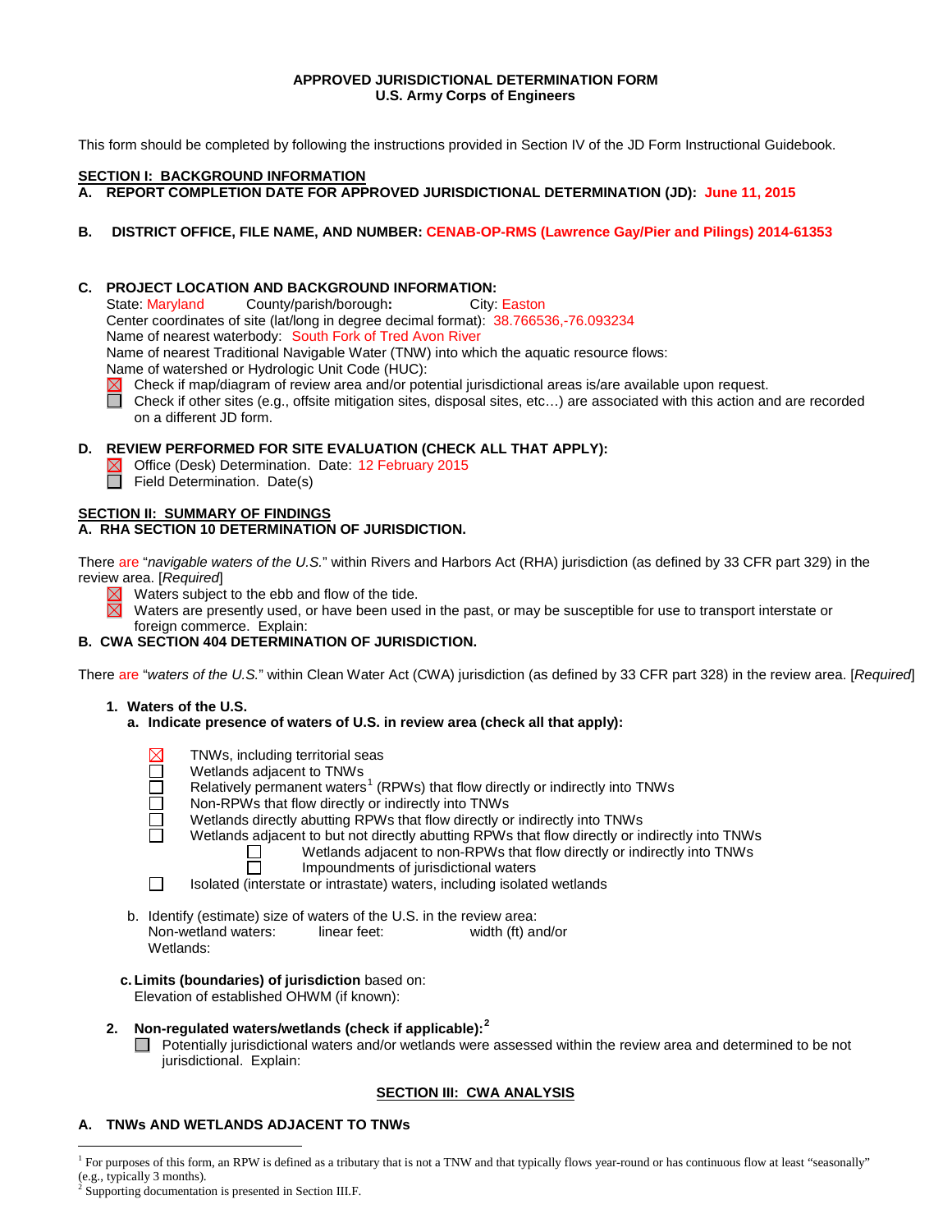**APPROVED JURISDICTIONAL DETERMINATION FORM**
**U.S. Army Corps of Engineers**

This form should be completed by following the instructions provided in Section IV of the JD Form Instructional Guidebook.

## SECTION I: BACKGROUND INFORMATION

**A. REPORT COMPLETION DATE FOR APPROVED JURISDICTIONAL DETERMINATION (JD): June 11, 2015**

**B. DISTRICT OFFICE, FILE NAME, AND NUMBER: CENAB-OP-RMS (Lawrence Gay/Pier and Pilings) 2014-61353**

**C. PROJECT LOCATION AND BACKGROUND INFORMATION:**

State: Maryland County/parish/borough**:** City: Easton
Center coordinates of site (lat/long in degree decimal format): 38.766536,-76.093234
Name of nearest waterbody: South Fork of Tred Avon River
Name of nearest Traditional Navigable Water (TNW) into which the aquatic resource flows:
Name of watershed or Hydrologic Unit Code (HUC):

- ☒ Check if map/diagram of review area and/or potential jurisdictional areas is/are available upon request.
- ☐ Check if other sites (e.g., offsite mitigation sites, disposal sites, etc…) are associated with this action and are recorded on a different JD form.

**D. REVIEW PERFORMED FOR SITE EVALUATION (CHECK ALL THAT APPLY):**

- ☒ Office (Desk) Determination. Date: 12 February 2015
- ☐ Field Determination. Date(s)

## SECTION II: SUMMARY OF FINDINGS

**A. RHA SECTION 10 DETERMINATION OF JURISDICTION.**

There are "*navigable waters of the U.S.*" within Rivers and Harbors Act (RHA) jurisdiction (as defined by 33 CFR part 329) in the review area. [*Required*]

- ☒ Waters subject to the ebb and flow of the tide.
- ☒ Waters are presently used, or have been used in the past, or may be susceptible for use to transport interstate or foreign commerce. Explain:

**B. CWA SECTION 404 DETERMINATION OF JURISDICTION.**

There are "*waters of the U.S.*" within Clean Water Act (CWA) jurisdiction (as defined by 33 CFR part 328) in the review area. [*Required*]

**1. Waters of the U.S.**

**a. Indicate presence of waters of U.S. in review area (check all that apply):**

- ☒ TNWs, including territorial seas
- ☐ Wetlands adjacent to TNWs
- ☐ Relatively permanent waters[1] (RPWs) that flow directly or indirectly into TNWs
- ☐ Non-RPWs that flow directly or indirectly into TNWs
- ☐ Wetlands directly abutting RPWs that flow directly or indirectly into TNWs
- ☐ Wetlands adjacent to but not directly abutting RPWs that flow directly or indirectly into TNWs
  - ☐ Wetlands adjacent to non-RPWs that flow directly or indirectly into TNWs
  - ☐ Impoundments of jurisdictional waters
- ☐ Isolated (interstate or intrastate) waters, including isolated wetlands

b. Identify (estimate) size of waters of the U.S. in the review area:
Non-wetland waters: linear feet: width (ft) and/or
Wetlands:

**c. Limits (boundaries) of jurisdiction** based on:
Elevation of established OHWM (if known):

**2. Non-regulated waters/wetlands (check if applicable):[2]**

- ☐ Potentially jurisdictional waters and/or wetlands were assessed within the review area and determined to be not jurisdictional. Explain:

## SECTION III: CWA ANALYSIS

**A. TNWs AND WETLANDS ADJACENT TO TNWs**

---

[1] For purposes of this form, an RPW is defined as a tributary that is not a TNW and that typically flows year-round or has continuous flow at least "seasonally" (e.g., typically 3 months).

[2] Supporting documentation is presented in Section III.F.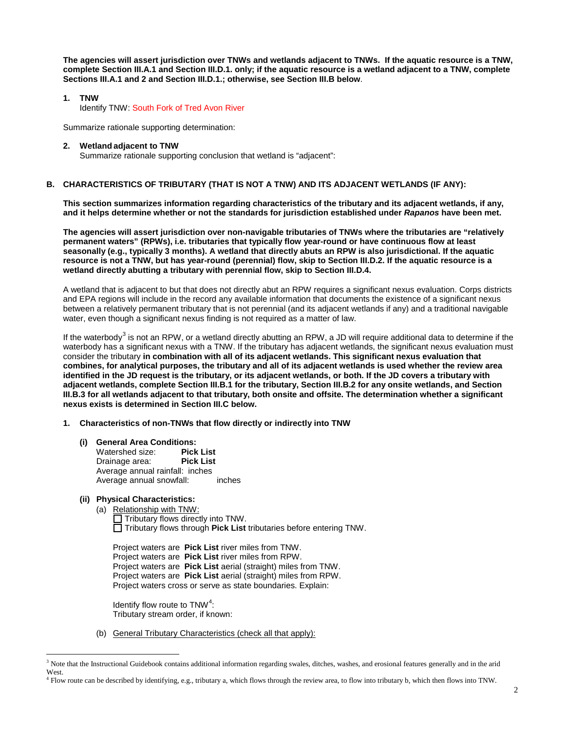**The agencies will assert jurisdiction over TNWs and wetlands adjacent to TNWs. If the aquatic resource is a TNW, complete Section III.A.1 and Section III.D.1. only; if the aquatic resource is a wetland adjacent to a TNW, complete Sections III.A.1 and 2 and Section III.D.1.; otherwise, see Section III.B below**.

**1. TNW**
Identify TNW: South Fork of Tred Avon River

Summarize rationale supporting determination:

**2. Wetland adjacent to TNW**
Summarize rationale supporting conclusion that wetland is "adjacent":

### B. CHARACTERISTICS OF TRIBUTARY (THAT IS NOT A TNW) AND ITS ADJACENT WETLANDS (IF ANY):

**This section summarizes information regarding characteristics of the tributary and its adjacent wetlands, if any, and it helps determine whether or not the standards for jurisdiction established under *Rapanos* have been met.**

**The agencies will assert jurisdiction over non-navigable tributaries of TNWs where the tributaries are "relatively permanent waters" (RPWs), i.e. tributaries that typically flow year-round or have continuous flow at least seasonally (e.g., typically 3 months). A wetland that directly abuts an RPW is also jurisdictional. If the aquatic resource is not a TNW, but has year-round (perennial) flow, skip to Section III.D.2. If the aquatic resource is a wetland directly abutting a tributary with perennial flow, skip to Section III.D.4.**

A wetland that is adjacent to but that does not directly abut an RPW requires a significant nexus evaluation. Corps districts and EPA regions will include in the record any available information that documents the existence of a significant nexus between a relatively permanent tributary that is not perennial (and its adjacent wetlands if any) and a traditional navigable water, even though a significant nexus finding is not required as a matter of law.

If the waterbody[3] is not an RPW, or a wetland directly abutting an RPW, a JD will require additional data to determine if the waterbody has a significant nexus with a TNW. If the tributary has adjacent wetlands, the significant nexus evaluation must consider the tributary **in combination with all of its adjacent wetlands. This significant nexus evaluation that combines, for analytical purposes, the tributary and all of its adjacent wetlands is used whether the review area identified in the JD request is the tributary, or its adjacent wetlands, or both. If the JD covers a tributary with adjacent wetlands, complete Section III.B.1 for the tributary, Section III.B.2 for any onsite wetlands, and Section III.B.3 for all wetlands adjacent to that tributary, both onsite and offsite. The determination whether a significant nexus exists is determined in Section III.C below.**

**1. Characteristics of non-TNWs that flow directly or indirectly into TNW**

**(i) General Area Conditions:**
Watershed size: **Pick List**
Drainage area: **Pick List**
Average annual rainfall: inches
Average annual snowfall: inches

**(ii) Physical Characteristics:**

(a) Relationship with TNW:
☐ Tributary flows directly into TNW.
☐ Tributary flows through **Pick List** tributaries before entering TNW.

Project waters are **Pick List** river miles from TNW.
Project waters are **Pick List** river miles from RPW.
Project waters are **Pick List** aerial (straight) miles from TNW.
Project waters are **Pick List** aerial (straight) miles from RPW.
Project waters cross or serve as state boundaries. Explain:

Identify flow route to TNW[4]:
Tributary stream order, if known:

(b) General Tributary Characteristics (check all that apply):

---

[3] Note that the Instructional Guidebook contains additional information regarding swales, ditches, washes, and erosional features generally and in the arid West.

[4] Flow route can be described by identifying, e.g., tributary a, which flows through the review area, to flow into tributary b, which then flows into TNW.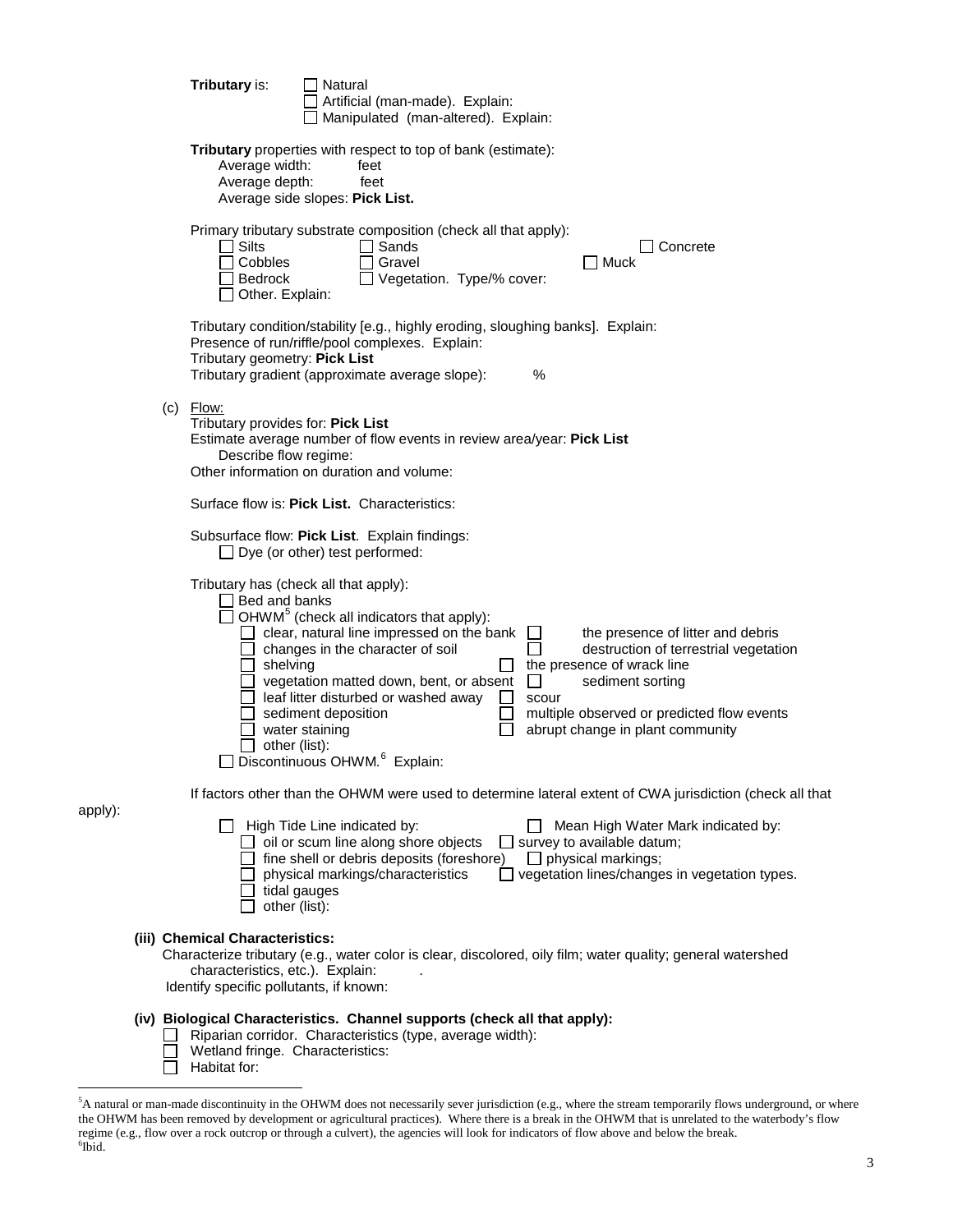**Tributary** is:
- ☐ Natural
- ☐ Artificial (man-made). Explain:
- ☐ Manipulated (man-altered). Explain:

**Tributary** properties with respect to top of bank (estimate):
- Average width: feet
- Average depth: feet
- Average side slopes: **Pick List.**

Primary tributary substrate composition (check all that apply):
- ☐ Silts
- ☐ Sands
- ☐ Concrete
- ☐ Cobbles
- ☐ Gravel
- ☐ Muck
- ☐ Bedrock
- ☐ Vegetation. Type/% cover:
- ☐ Other. Explain:

Tributary condition/stability [e.g., highly eroding, sloughing banks]. Explain:
Presence of run/riffle/pool complexes. Explain:
Tributary geometry: **Pick List**
Tributary gradient (approximate average slope): %

(c) Flow:
Tributary provides for: **Pick List**
Estimate average number of flow events in review area/year: **Pick List**
Describe flow regime:
Other information on duration and volume:

Surface flow is: **Pick List.** Characteristics:

Subsurface flow: **Pick List**. Explain findings:
- ☐ Dye (or other) test performed:

Tributary has (check all that apply):
- ☐ Bed and banks
- ☐ OHWM[5] (check all indicators that apply):
  - ☐ clear, natural line impressed on the bank
  - ☐ the presence of litter and debris
  - ☐ changes in the character of soil
  - ☐ destruction of terrestrial vegetation
  - ☐ shelving
  - ☐ the presence of wrack line
  - ☐ vegetation matted down, bent, or absent
  - ☐ sediment sorting
  - ☐ leaf litter disturbed or washed away
  - ☐ scour
  - ☐ sediment deposition
  - ☐ multiple observed or predicted flow events
  - ☐ water staining
  - ☐ abrupt change in plant community
  - ☐ other (list):
- ☐ Discontinuous OHWM.[6] Explain:

If factors other than the OHWM were used to determine lateral extent of CWA jurisdiction (check all that apply):
- ☐ High Tide Line indicated by:
  - ☐ oil or scum line along shore objects
  - ☐ fine shell or debris deposits (foreshore)
  - ☐ physical markings/characteristics
  - ☐ tidal gauges
  - ☐ other (list):
- ☐ Mean High Water Mark indicated by:
  - ☐ survey to available datum;
  - ☐ physical markings;
  - ☐ vegetation lines/changes in vegetation types.

**(iii) Chemical Characteristics:**
Characterize tributary (e.g., water color is clear, discolored, oily film; water quality; general watershed characteristics, etc.). Explain: .
Identify specific pollutants, if known:

**(iv) Biological Characteristics. Channel supports (check all that apply):**
- ☐ Riparian corridor. Characteristics (type, average width):
- ☐ Wetland fringe. Characteristics:
- ☐ Habitat for:

---

[5] A natural or man-made discontinuity in the OHWM does not necessarily sever jurisdiction (e.g., where the stream temporarily flows underground, or where the OHWM has been removed by development or agricultural practices). Where there is a break in the OHWM that is unrelated to the waterbody's flow regime (e.g., flow over a rock outcrop or through a culvert), the agencies will look for indicators of flow above and below the break.
[6] Ibid.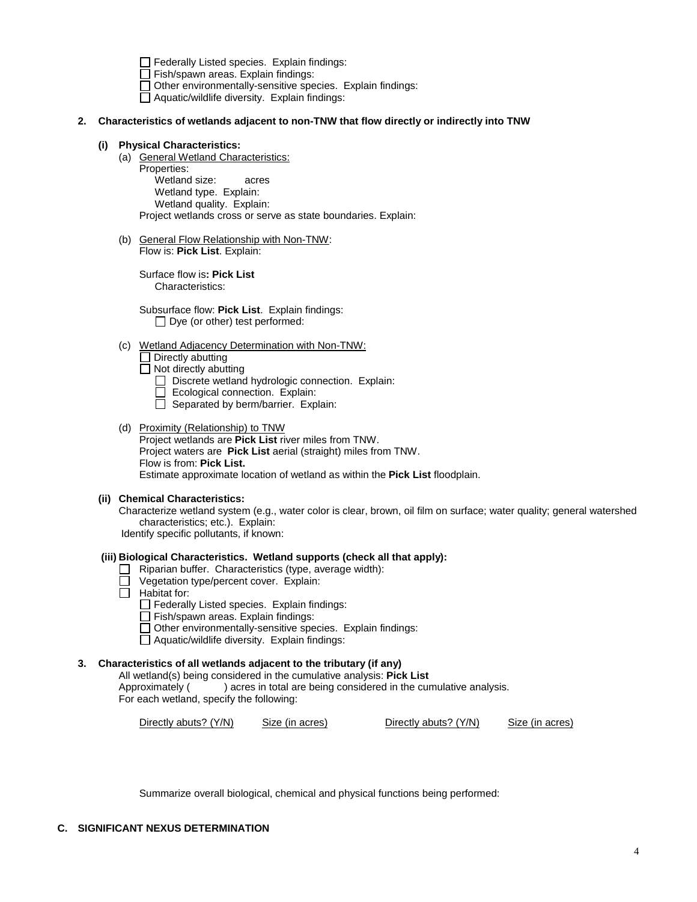☐ Federally Listed species. Explain findings:
☐ Fish/spawn areas. Explain findings:
☐ Other environmentally-sensitive species. Explain findings:
☐ Aquatic/wildlife diversity. Explain findings:

**2. Characteristics of wetlands adjacent to non-TNW that flow directly or indirectly into TNW**

**(i) Physical Characteristics:**

(a) General Wetland Characteristics:
Properties:
Wetland size: acres
Wetland type. Explain:
Wetland quality. Explain:
Project wetlands cross or serve as state boundaries. Explain:

(b) General Flow Relationship with Non-TNW:
Flow is: **Pick List**. Explain:

Surface flow is**: Pick List**
Characteristics:

Subsurface flow: **Pick List**. Explain findings:
☐ Dye (or other) test performed:

(c) Wetland Adjacency Determination with Non-TNW:
☐ Directly abutting
☐ Not directly abutting
☐ Discrete wetland hydrologic connection. Explain:
☐ Ecological connection. Explain:
☐ Separated by berm/barrier. Explain:

(d) Proximity (Relationship) to TNW
Project wetlands are **Pick List** river miles from TNW.
Project waters are **Pick List** aerial (straight) miles from TNW.
Flow is from: **Pick List.**
Estimate approximate location of wetland as within the **Pick List** floodplain.

**(ii) Chemical Characteristics:**
Characterize wetland system (e.g., water color is clear, brown, oil film on surface; water quality; general watershed characteristics; etc.). Explain:
Identify specific pollutants, if known:

**(iii) Biological Characteristics. Wetland supports (check all that apply):**
☐ Riparian buffer. Characteristics (type, average width):
☐ Vegetation type/percent cover. Explain:
☐ Habitat for:
☐ Federally Listed species. Explain findings:
☐ Fish/spawn areas. Explain findings:
☐ Other environmentally-sensitive species. Explain findings:
☐ Aquatic/wildlife diversity. Explain findings:

**3. Characteristics of all wetlands adjacent to the tributary (if any)**
All wetland(s) being considered in the cumulative analysis: **Pick List**
Approximately ( ) acres in total are being considered in the cumulative analysis.
For each wetland, specify the following:

| Directly abuts? (Y/N) | Size (in acres) | Directly abuts? (Y/N) | Size (in acres) |
|---|---|---|---|

Summarize overall biological, chemical and physical functions being performed:

**C. SIGNIFICANT NEXUS DETERMINATION**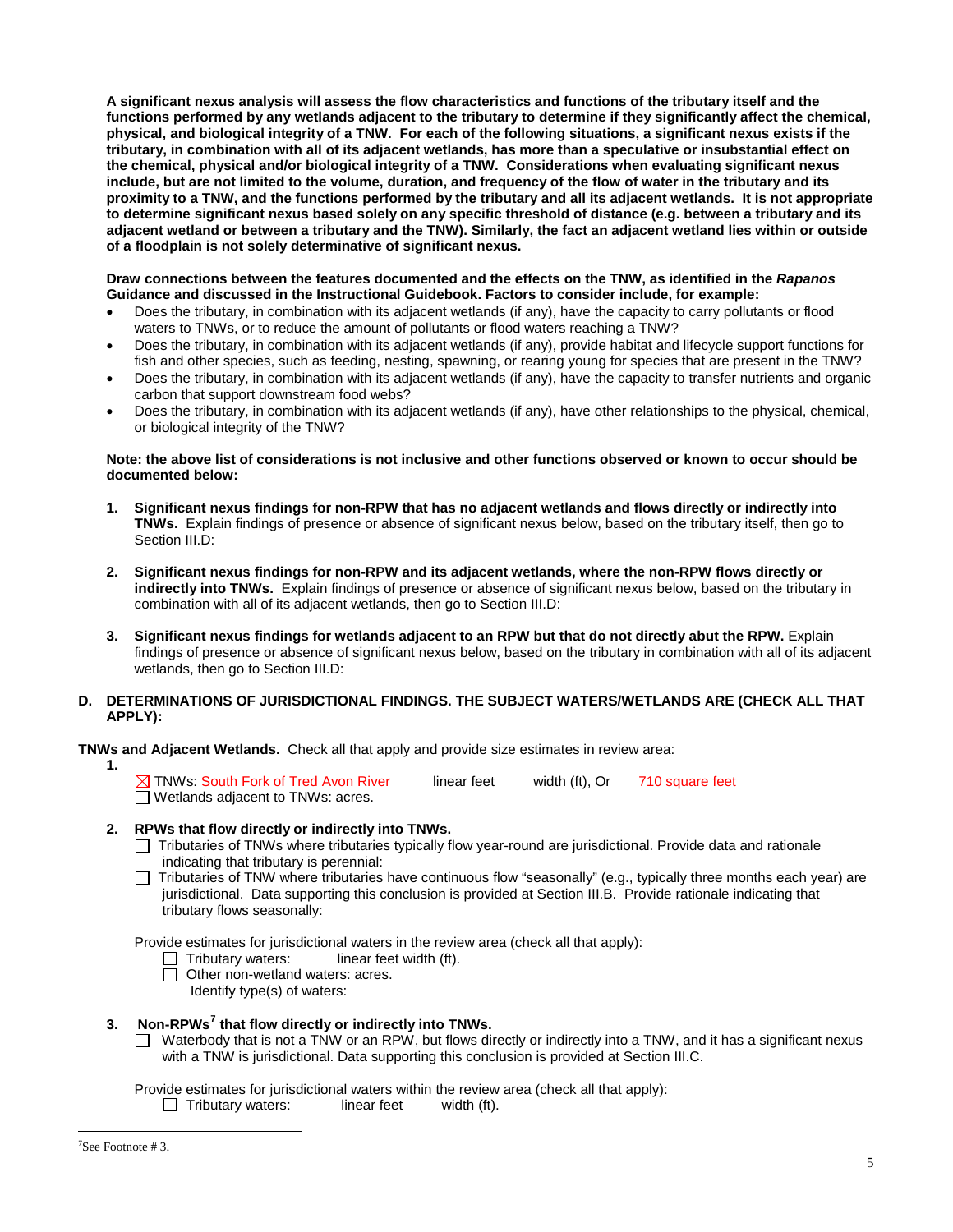**A significant nexus analysis will assess the flow characteristics and functions of the tributary itself and the functions performed by any wetlands adjacent to the tributary to determine if they significantly affect the chemical, physical, and biological integrity of a TNW. For each of the following situations, a significant nexus exists if the tributary, in combination with all of its adjacent wetlands, has more than a speculative or insubstantial effect on the chemical, physical and/or biological integrity of a TNW. Considerations when evaluating significant nexus include, but are not limited to the volume, duration, and frequency of the flow of water in the tributary and its proximity to a TNW, and the functions performed by the tributary and all its adjacent wetlands. It is not appropriate to determine significant nexus based solely on any specific threshold of distance (e.g. between a tributary and its adjacent wetland or between a tributary and the TNW). Similarly, the fact an adjacent wetland lies within or outside of a floodplain is not solely determinative of significant nexus.**

**Draw connections between the features documented and the effects on the TNW, as identified in the *Rapanos* Guidance and discussed in the Instructional Guidebook. Factors to consider include, for example:**

- Does the tributary, in combination with its adjacent wetlands (if any), have the capacity to carry pollutants or flood waters to TNWs, or to reduce the amount of pollutants or flood waters reaching a TNW?
- Does the tributary, in combination with its adjacent wetlands (if any), provide habitat and lifecycle support functions for fish and other species, such as feeding, nesting, spawning, or rearing young for species that are present in the TNW?
- Does the tributary, in combination with its adjacent wetlands (if any), have the capacity to transfer nutrients and organic carbon that support downstream food webs?
- Does the tributary, in combination with its adjacent wetlands (if any), have other relationships to the physical, chemical, or biological integrity of the TNW?

**Note: the above list of considerations is not inclusive and other functions observed or known to occur should be documented below:**

1. **Significant nexus findings for non-RPW that has no adjacent wetlands and flows directly or indirectly into TNWs.** Explain findings of presence or absence of significant nexus below, based on the tributary itself, then go to Section III.D:

2. **Significant nexus findings for non-RPW and its adjacent wetlands, where the non-RPW flows directly or indirectly into TNWs.** Explain findings of presence or absence of significant nexus below, based on the tributary in combination with all of its adjacent wetlands, then go to Section III.D:

3. **Significant nexus findings for wetlands adjacent to an RPW but that do not directly abut the RPW.** Explain findings of presence or absence of significant nexus below, based on the tributary in combination with all of its adjacent wetlands, then go to Section III.D:

**D. DETERMINATIONS OF JURISDICTIONAL FINDINGS. THE SUBJECT WATERS/WETLANDS ARE (CHECK ALL THAT APPLY):**

**TNWs and Adjacent Wetlands.** Check all that apply and provide size estimates in review area:

**1.**
☒ TNWs: South Fork of Tred Avon River linear feet width (ft), Or 710 square feet
☐ Wetlands adjacent to TNWs: acres.

**2. RPWs that flow directly or indirectly into TNWs.**
☐ Tributaries of TNWs where tributaries typically flow year-round are jurisdictional. Provide data and rationale indicating that tributary is perennial:
☐ Tributaries of TNW where tributaries have continuous flow "seasonally" (e.g., typically three months each year) are jurisdictional. Data supporting this conclusion is provided at Section III.B. Provide rationale indicating that tributary flows seasonally:

Provide estimates for jurisdictional waters in the review area (check all that apply):
☐ Tributary waters: linear feet width (ft).
☐ Other non-wetland waters: acres.
Identify type(s) of waters:

**3. Non-RPWs[7] that flow directly or indirectly into TNWs.**
☐ Waterbody that is not a TNW or an RPW, but flows directly or indirectly into a TNW, and it has a significant nexus with a TNW is jurisdictional. Data supporting this conclusion is provided at Section III.C.

Provide estimates for jurisdictional waters within the review area (check all that apply):
☐ Tributary waters: linear feet width (ft).

[7]See Footnote # 3.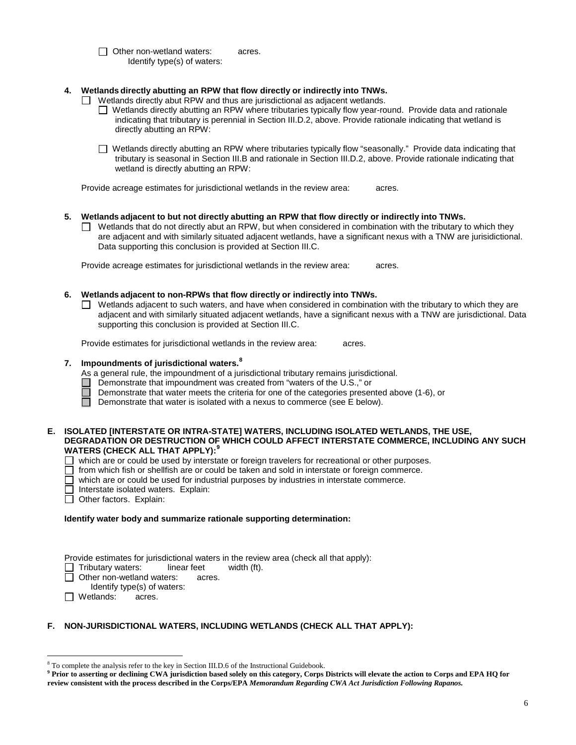☐ Other non-wetland waters: acres.
Identify type(s) of waters:

**4. Wetlands directly abutting an RPW that flow directly or indirectly into TNWs.**

☐ Wetlands directly abut RPW and thus are jurisdictional as adjacent wetlands.

☐ Wetlands directly abutting an RPW where tributaries typically flow year-round. Provide data and rationale indicating that tributary is perennial in Section III.D.2, above. Provide rationale indicating that wetland is directly abutting an RPW:

☐ Wetlands directly abutting an RPW where tributaries typically flow "seasonally." Provide data indicating that tributary is seasonal in Section III.B and rationale in Section III.D.2, above. Provide rationale indicating that wetland is directly abutting an RPW:

Provide acreage estimates for jurisdictional wetlands in the review area: acres.

**5. Wetlands adjacent to but not directly abutting an RPW that flow directly or indirectly into TNWs.**

☐ Wetlands that do not directly abut an RPW, but when considered in combination with the tributary to which they are adjacent and with similarly situated adjacent wetlands, have a significant nexus with a TNW are jurisidictional. Data supporting this conclusion is provided at Section III.C.

Provide acreage estimates for jurisdictional wetlands in the review area: acres.

**6. Wetlands adjacent to non-RPWs that flow directly or indirectly into TNWs.**

☐ Wetlands adjacent to such waters, and have when considered in combination with the tributary to which they are adjacent and with similarly situated adjacent wetlands, have a significant nexus with a TNW are jurisdictional. Data supporting this conclusion is provided at Section III.C.

Provide estimates for jurisdictional wetlands in the review area: acres.

**7. Impoundments of jurisdictional waters.[8]**

As a general rule, the impoundment of a jurisdictional tributary remains jurisdictional.

☐ Demonstrate that impoundment was created from "waters of the U.S.," or
☐ Demonstrate that water meets the criteria for one of the categories presented above (1-6), or
☐ Demonstrate that water is isolated with a nexus to commerce (see E below).

**E. ISOLATED [INTERSTATE OR INTRA-STATE] WATERS, INCLUDING ISOLATED WETLANDS, THE USE, DEGRADATION OR DESTRUCTION OF WHICH COULD AFFECT INTERSTATE COMMERCE, INCLUDING ANY SUCH WATERS (CHECK ALL THAT APPLY):[9]**

☐ which are or could be used by interstate or foreign travelers for recreational or other purposes.
☐ from which fish or shellfish are or could be taken and sold in interstate or foreign commerce.
☐ which are or could be used for industrial purposes by industries in interstate commerce.
☐ Interstate isolated waters. Explain:
☐ Other factors. Explain:

**Identify water body and summarize rationale supporting determination:**

Provide estimates for jurisdictional waters in the review area (check all that apply):

☐ Tributary waters: linear feet width (ft).
☐ Other non-wetland waters: acres.
Identify type(s) of waters:
☐ Wetlands: acres.

**F. NON-JURISDICTIONAL WATERS, INCLUDING WETLANDS (CHECK ALL THAT APPLY):**

---

[8] To complete the analysis refer to the key in Section III.D.6 of the Instructional Guidebook.

[9] **Prior to asserting or declining CWA jurisdiction based solely on this category, Corps Districts will elevate the action to Corps and EPA HQ for review consistent with the process described in the Corps/EPA *Memorandum Regarding CWA Act Jurisdiction Following Rapanos.***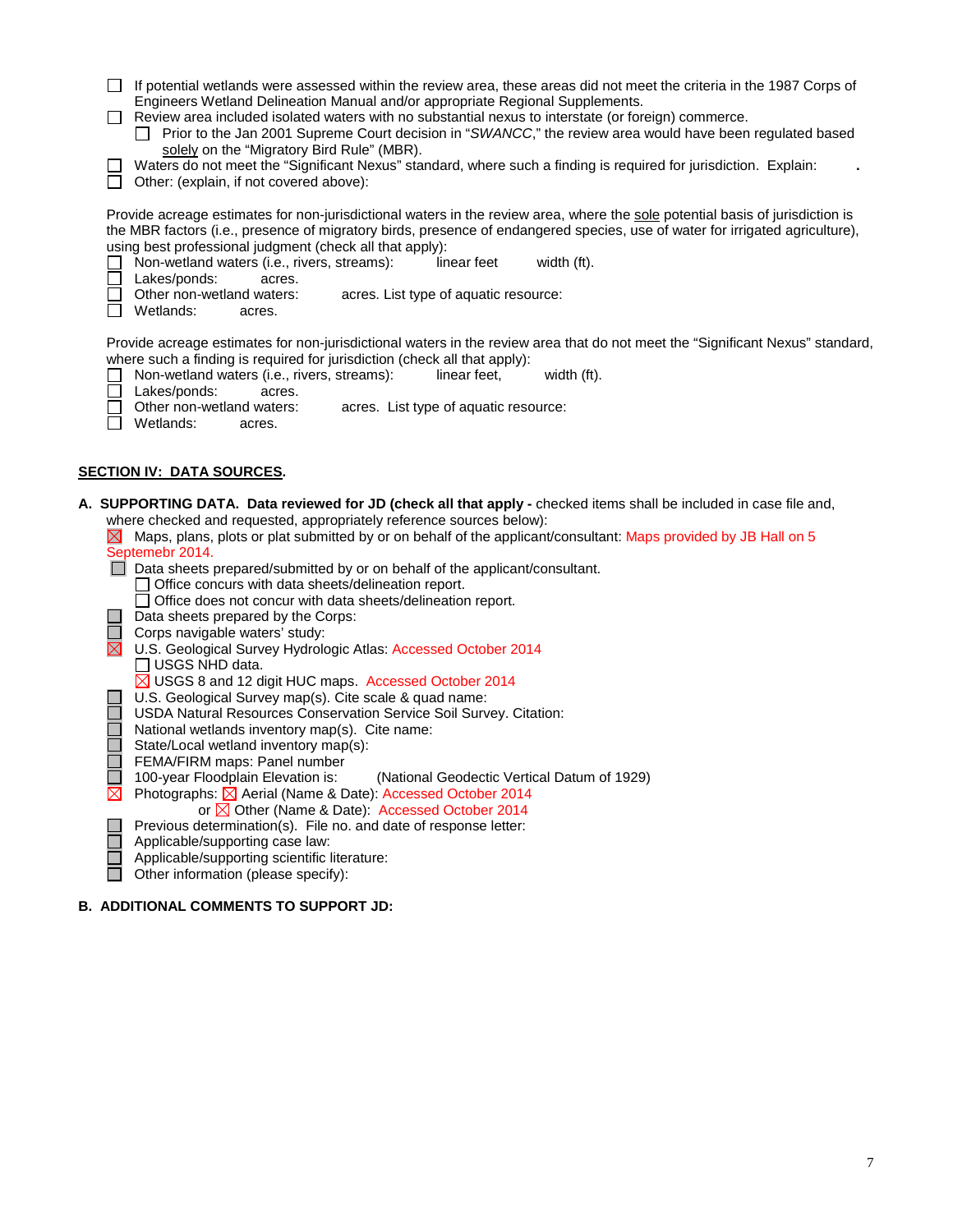☐ If potential wetlands were assessed within the review area, these areas did not meet the criteria in the 1987 Corps of Engineers Wetland Delineation Manual and/or appropriate Regional Supplements.
☐ Review area included isolated waters with no substantial nexus to interstate (or foreign) commerce.
  ☐ Prior to the Jan 2001 Supreme Court decision in "*SWANCC*," the review area would have been regulated based solely on the "Migratory Bird Rule" (MBR).
☐ Waters do not meet the "Significant Nexus" standard, where such a finding is required for jurisdiction. Explain: .
☐ Other: (explain, if not covered above):

Provide acreage estimates for non-jurisdictional waters in the review area, where the sole potential basis of jurisdiction is the MBR factors (i.e., presence of migratory birds, presence of endangered species, use of water for irrigated agriculture), using best professional judgment (check all that apply):
☐ Non-wetland waters (i.e., rivers, streams): linear feet width (ft).
☐ Lakes/ponds: acres.
☐ Other non-wetland waters: acres. List type of aquatic resource:
☐ Wetlands: acres.

Provide acreage estimates for non-jurisdictional waters in the review area that do not meet the "Significant Nexus" standard, where such a finding is required for jurisdiction (check all that apply):
☐ Non-wetland waters (i.e., rivers, streams): linear feet, width (ft).
☐ Lakes/ponds: acres.
☐ Other non-wetland waters: acres. List type of aquatic resource:
☐ Wetlands: acres.

## SECTION IV: DATA SOURCES.

**A. SUPPORTING DATA. Data reviewed for JD (check all that apply -** checked items shall be included in case file and, where checked and requested, appropriately reference sources below):
☒ Maps, plans, plots or plat submitted by or on behalf of the applicant/consultant: Maps provided by JB Hall on 5 Septemebr 2014.
☐ Data sheets prepared/submitted by or on behalf of the applicant/consultant.
  ☐ Office concurs with data sheets/delineation report.
  ☐ Office does not concur with data sheets/delineation report.
☐ Data sheets prepared by the Corps:
☐ Corps navigable waters' study:
☒ U.S. Geological Survey Hydrologic Atlas: Accessed October 2014
  ☐ USGS NHD data.
  ☒ USGS 8 and 12 digit HUC maps. Accessed October 2014
☐ U.S. Geological Survey map(s). Cite scale & quad name:
☐ USDA Natural Resources Conservation Service Soil Survey. Citation:
☐ National wetlands inventory map(s). Cite name:
☐ State/Local wetland inventory map(s):
☐ FEMA/FIRM maps: Panel number
☐ 100-year Floodplain Elevation is: (National Geodectic Vertical Datum of 1929)
☒ Photographs: ☒ Aerial (Name & Date): Accessed October 2014
  or ☒ Other (Name & Date): Accessed October 2014
☐ Previous determination(s). File no. and date of response letter:
☐ Applicable/supporting case law:
☐ Applicable/supporting scientific literature:
☐ Other information (please specify):

**B. ADDITIONAL COMMENTS TO SUPPORT JD:**